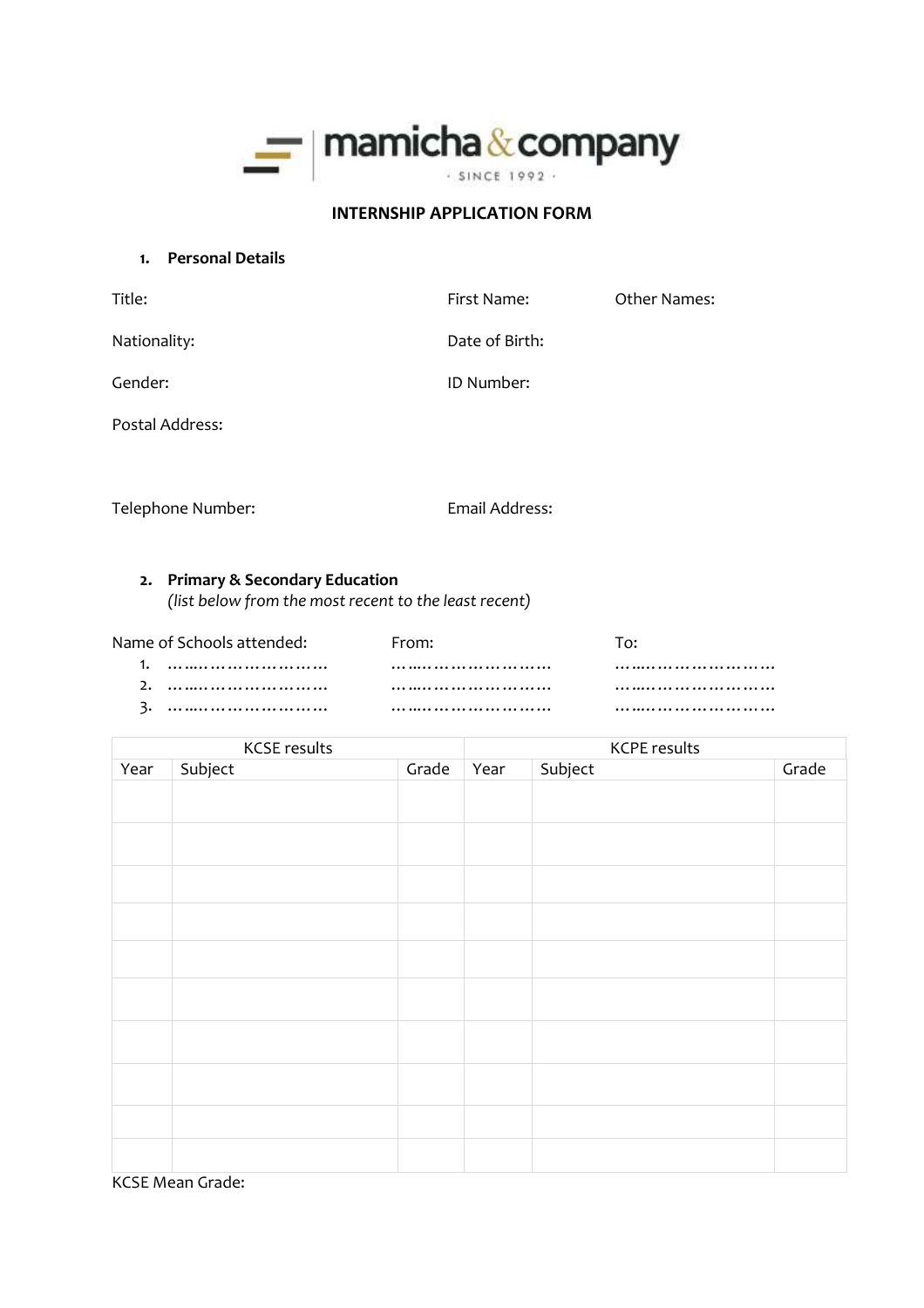mamicha & company

· SINCE 1992 ·

## INTERNSHIP APPLICATION FORM

### 1. Personal Details

Title:

First Name:

Other Names:

Nationality:

Date of Birth:

Gender:

ID Number:

Postal Address:

Telephone Number:

Email Address:

### 2. Primary & Secondary Education

*(list below from the most recent to the least recent)*

| Name of Schools attended: | From: | To: |
|---|---|---|
| 1. ……..………………… | ……..………………… | ……..………………… |
| 2. ……..………………… | ……..………………… | ……..………………… |
| 3. ……..………………… | ……..………………… | ……..………………… |

| KCSE results | | | KCPE results | | |
|---|---|---|---|---|---|
| Year | Subject | Grade | Year | Subject | Grade |
| | | | | | |
| | | | | | |
| | | | | | |
| | | | | | |
| | | | | | |
| | | | | | |
| | | | | | |
| | | | | | |
| | | | | | |
| | | | | | |

KCSE Mean Grade: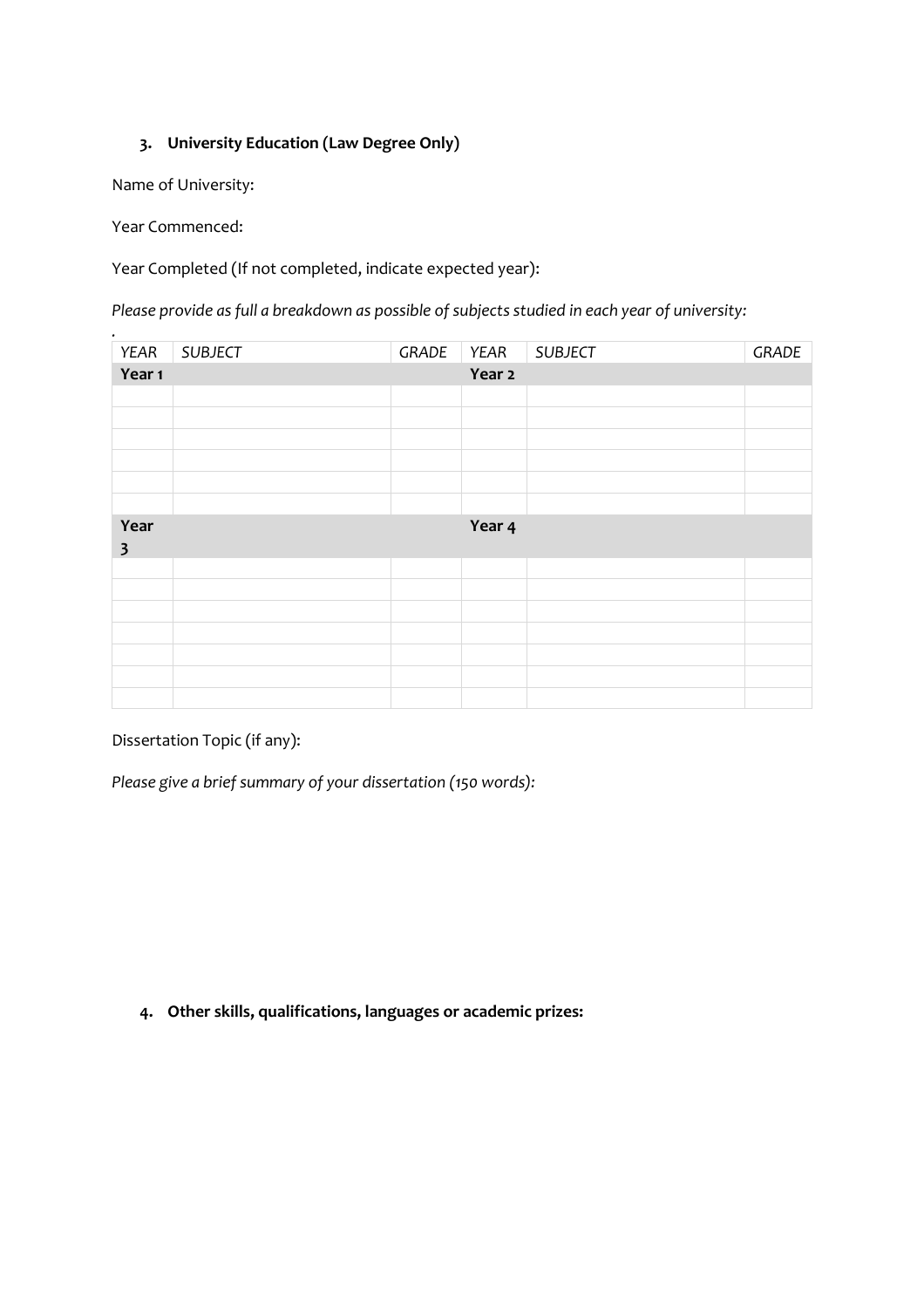3. **University Education (Law Degree Only)**

Name of University:

Year Commenced:

Year Completed (If not completed, indicate expected year):

*Please provide as full a breakdown as possible of subjects studied in each year of university:*

.

| *YEAR* | *SUBJECT* | *GRADE* | *YEAR* | *SUBJECT* | *GRADE* |
|---|---|---|---|---|---|
| **Year 1** | | | **Year 2** | | |
| | | | | | |
| | | | | | |
| | | | | | |
| | | | | | |
| | | | | | |
| | | | | | |
| **Year 3** | | | **Year 4** | | |
| | | | | | |
| | | | | | |
| | | | | | |
| | | | | | |
| | | | | | |
| | | | | | |
| | | | | | |

Dissertation Topic (if any):

*Please give a brief summary of your dissertation (150 words):*

4. **Other skills, qualifications, languages or academic prizes:**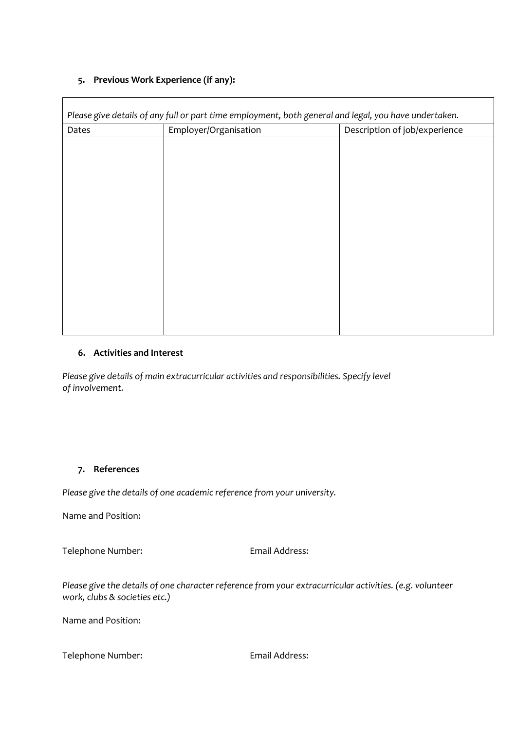5. **Previous Work Experience (if any):**

| *Please give details of any full or part time employment, both general and legal, you have undertaken.* | | |
|---|---|---|
| Dates | Employer/Organisation | Description of job/experience |
| | | |

6. **Activities and Interest**

*Please give details of main extracurricular activities and responsibilities. Specify level of involvement.*

7. **References**

*Please give the details of one academic reference from your university.*

Name and Position:

Telephone Number: Email Address:

*Please give the details of one character reference from your extracurricular activities. (e.g. volunteer work, clubs & societies etc.)*

Name and Position:

Telephone Number: Email Address: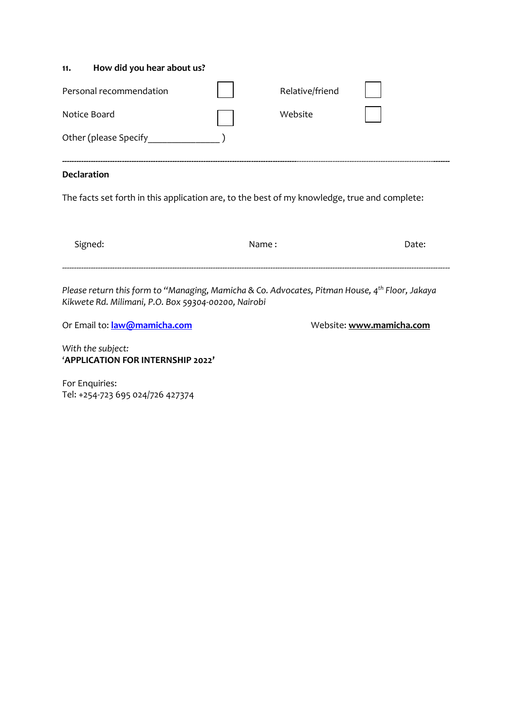**11. How did you hear about us?**

| | | | |
|---|---|---|---|
| Personal recommendation | ☐ | Relative/friend | ☐ |
| Notice Board | ☐ | Website | ☐ |

Other (please Specify_______________ )

---

**Declaration**

The facts set forth in this application are, to the best of my knowledge, true and complete:

Signed: Name : Date:

---

*Please return this form to "Managing, Mamicha & Co. Advocates, Pitman House, 4th Floor, Jakaya Kikwete Rd. Milimani, P.O. Box 59304-00200, Nairobi*

Or Email to: **law@mamicha.com** Website: **www.mamicha.com**

*With the subject:*
**'APPLICATION FOR INTERNSHIP 2022'**

For Enquiries:
Tel: +254-723 695 024/726 427374